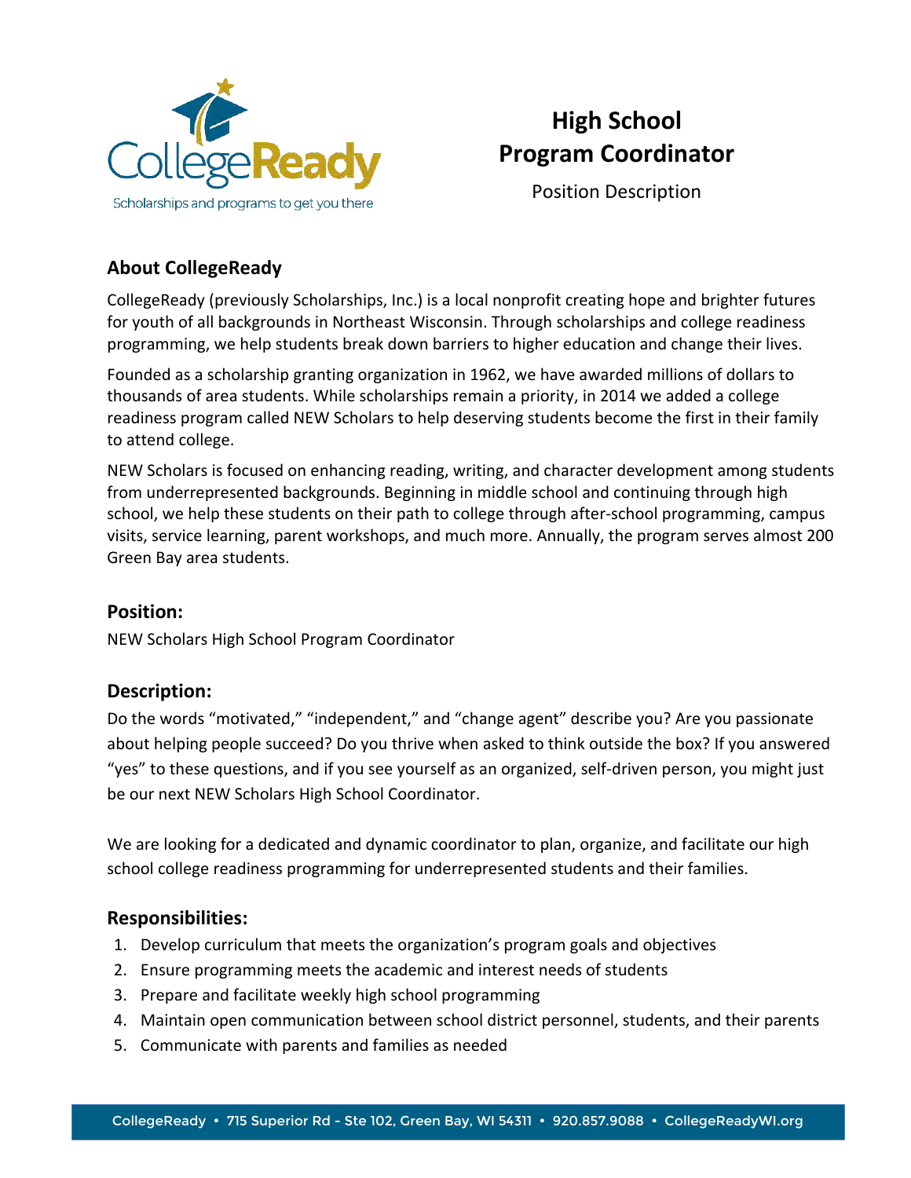CollegeReady

Scholarships and programs to get you there

# High School Program Coordinator

Position Description

## About CollegeReady

CollegeReady (previously Scholarships, Inc.) is a local nonprofit creating hope and brighter futures for youth of all backgrounds in Northeast Wisconsin. Through scholarships and college readiness programming, we help students break down barriers to higher education and change their lives.

Founded as a scholarship granting organization in 1962, we have awarded millions of dollars to thousands of area students. While scholarships remain a priority, in 2014 we added a college readiness program called NEW Scholars to help deserving students become the first in their family to attend college.

NEW Scholars is focused on enhancing reading, writing, and character development among students from underrepresented backgrounds. Beginning in middle school and continuing through high school, we help these students on their path to college through after-school programming, campus visits, service learning, parent workshops, and much more. Annually, the program serves almost 200 Green Bay area students.

## Position:

NEW Scholars High School Program Coordinator

## Description:

Do the words "motivated," "independent," and "change agent" describe you? Are you passionate about helping people succeed? Do you thrive when asked to think outside the box? If you answered "yes" to these questions, and if you see yourself as an organized, self-driven person, you might just be our next NEW Scholars High School Coordinator.

We are looking for a dedicated and dynamic coordinator to plan, organize, and facilitate our high school college readiness programming for underrepresented students and their families.

## Responsibilities:

1. Develop curriculum that meets the organization's program goals and objectives
2. Ensure programming meets the academic and interest needs of students
3. Prepare and facilitate weekly high school programming
4. Maintain open communication between school district personnel, students, and their parents
5. Communicate with parents and families as needed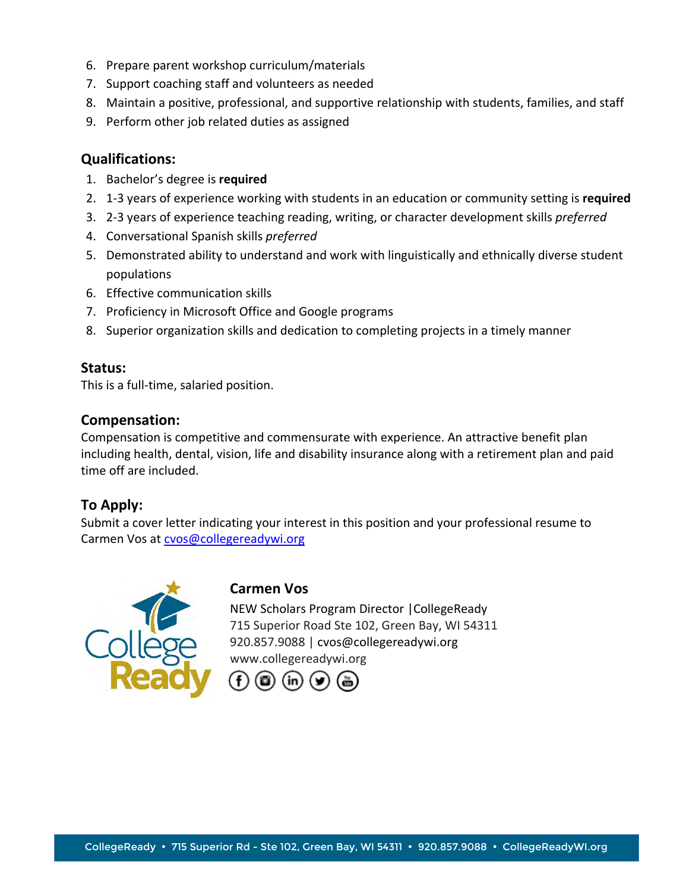6. Prepare parent workshop curriculum/materials
7. Support coaching staff and volunteers as needed
8. Maintain a positive, professional, and supportive relationship with students, families, and staff
9. Perform other job related duties as assigned

### Qualifications:

1. Bachelor's degree is **required**
2. 1-3 years of experience working with students in an education or community setting is **required**
3. 2-3 years of experience teaching reading, writing, or character development skills *preferred*
4. Conversational Spanish skills *preferred*
5. Demonstrated ability to understand and work with linguistically and ethnically diverse student populations
6. Effective communication skills
7. Proficiency in Microsoft Office and Google programs
8. Superior organization skills and dedication to completing projects in a timely manner

### Status:

This is a full-time, salaried position.

### Compensation:

Compensation is competitive and commensurate with experience. An attractive benefit plan including health, dental, vision, life and disability insurance along with a retirement plan and paid time off are included.

### To Apply:

Submit a cover letter indicating your interest in this position and your professional resume to Carmen Vos at cvos@collegereadywi.org

**Carmen Vos**
NEW Scholars Program Director |CollegeReady
715 Superior Road Ste 102, Green Bay, WI 54311
920.857.9088 | cvos@collegereadywi.org
www.collegereadywi.org

CollegeReady • 715 Superior Rd - Ste 102, Green Bay, WI 54311 • 920.857.9088 • CollegeReadyWI.org